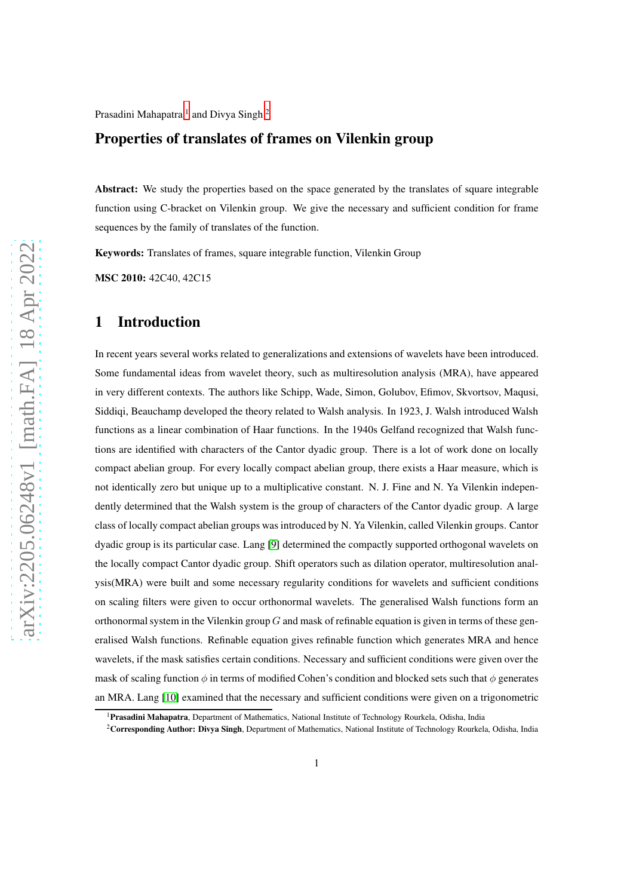Prasadini Mahapatra[1] and Divya Singh[2]

# Properties of translates of frames on Vilenkin group

**Abstract:** We study the properties based on the space generated by the translates of square integrable function using C-bracket on Vilenkin group. We give the necessary and sufficient condition for frame sequences by the family of translates of the function.

**Keywords:** Translates of frames, square integrable function, Vilenkin Group

**MSC 2010:** 42C40, 42C15

## 1 Introduction

In recent years several works related to generalizations and extensions of wavelets have been introduced. Some fundamental ideas from wavelet theory, such as multiresolution analysis (MRA), have appeared in very different contexts. The authors like Schipp, Wade, Simon, Golubov, Efimov, Skvortsov, Maqusi, Siddiqi, Beauchamp developed the theory related to Walsh analysis. In 1923, J. Walsh introduced Walsh functions as a linear combination of Haar functions. In the 1940s Gelfand recognized that Walsh functions are identified with characters of the Cantor dyadic group. There is a lot of work done on locally compact abelian group. For every locally compact abelian group, there exists a Haar measure, which is not identically zero but unique up to a multiplicative constant. N. J. Fine and N. Ya Vilenkin independently determined that the Walsh system is the group of characters of the Cantor dyadic group. A large class of locally compact abelian groups was introduced by N. Ya Vilenkin, called Vilenkin groups. Cantor dyadic group is its particular case. Lang [9] determined the compactly supported orthogonal wavelets on the locally compact Cantor dyadic group. Shift operators such as dilation operator, multiresolution analysis(MRA) were built and some necessary regularity conditions for wavelets and sufficient conditions on scaling filters were given to occur orthonormal wavelets. The generalised Walsh functions form an orthonormal system in the Vilenkin group $G$ and mask of refinable equation is given in terms of these generalised Walsh functions. Refinable equation gives refinable function which generates MRA and hence wavelets, if the mask satisfies certain conditions. Necessary and sufficient conditions were given over the mask of scaling function $\phi$ in terms of modified Cohen's condition and blocked sets such that $\phi$ generates an MRA. Lang [10] examined that the necessary and sufficient conditions were given on a trigonometric

[1]**Prasadini Mahapatra**, Department of Mathematics, National Institute of Technology Rourkela, Odisha, India

[2]**Corresponding Author: Divya Singh**, Department of Mathematics, National Institute of Technology Rourkela, Odisha, India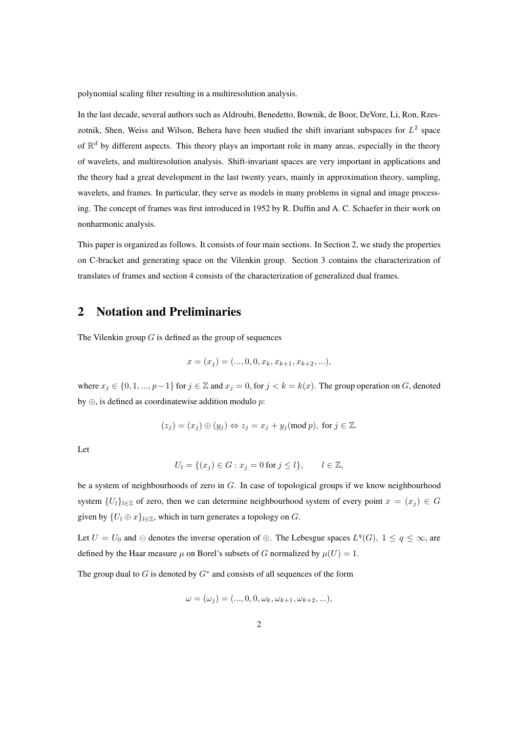polynomial scaling filter resulting in a multiresolution analysis.

In the last decade, several authors such as Aldroubi, Benedetto, Bownik, de Boor, DeVore, Li, Ron, Rzeszotnik, Shen, Weiss and Wilson, Behera have been studied the shift invariant subspaces for $L^2$ space of $\mathbb{R}^d$ by different aspects. This theory plays an important role in many areas, especially in the theory of wavelets, and multiresolution analysis. Shift-invariant spaces are very important in applications and the theory had a great development in the last twenty years, mainly in approximation theory, sampling, wavelets, and frames. In particular, they serve as models in many problems in signal and image processing. The concept of frames was first introduced in 1952 by R. Duffin and A. C. Schaefer in their work on nonharmonic analysis.

This paper is organized as follows. It consists of four main sections. In Section 2, we study the properties on C-bracket and generating space on the Vilenkin group. Section 3 contains the characterization of translates of frames and section 4 consists of the characterization of generalized dual frames.

## 2 Notation and Preliminaries

The Vilenkin group $G$ is defined as the group of sequences

$$x = (x_j) = (..., 0, 0, x_k, x_{k+1}, x_{k+2}, ...),$$

where $x_j \in \{0, 1, ..., p-1\}$ for $j \in \mathbb{Z}$ and $x_j = 0$, for $j < k = k(x)$. The group operation on $G$, denoted by $\oplus$, is defined as coordinatewise addition modulo $p$:

$$(z_j) = (x_j) \oplus (y_j) \Leftrightarrow z_j = x_j + y_j (\text{mod}\, p), \text{ for } j \in \mathbb{Z}.$$

Let

$$U_l = \{(x_j) \in G : x_j = 0 \text{ for } j \leq l\}, \qquad l \in \mathbb{Z},$$

be a system of neighbourhoods of zero in $G$. In case of topological groups if we know neighbourhood system $\{U_l\}_{l\in\mathbb{Z}}$ of zero, then we can determine neighbourhood system of every point $x = (x_j) \in G$ given by $\{U_l \oplus x\}_{l\in\mathbb{Z}}$, which in turn generates a topology on $G$.

Let $U = U_0$ and $\ominus$ denotes the inverse operation of $\oplus$. The Lebesgue spaces $L^q(G),\ 1 \leq q \leq \infty$, are defined by the Haar measure $\mu$ on Borel's subsets of $G$ normalized by $\mu(U) = 1$.

The group dual to $G$ is denoted by $G^*$ and consists of all sequences of the form

$$\omega = (\omega_j) = (..., 0, 0, \omega_k, \omega_{k+1}, \omega_{k+2}, ...),$$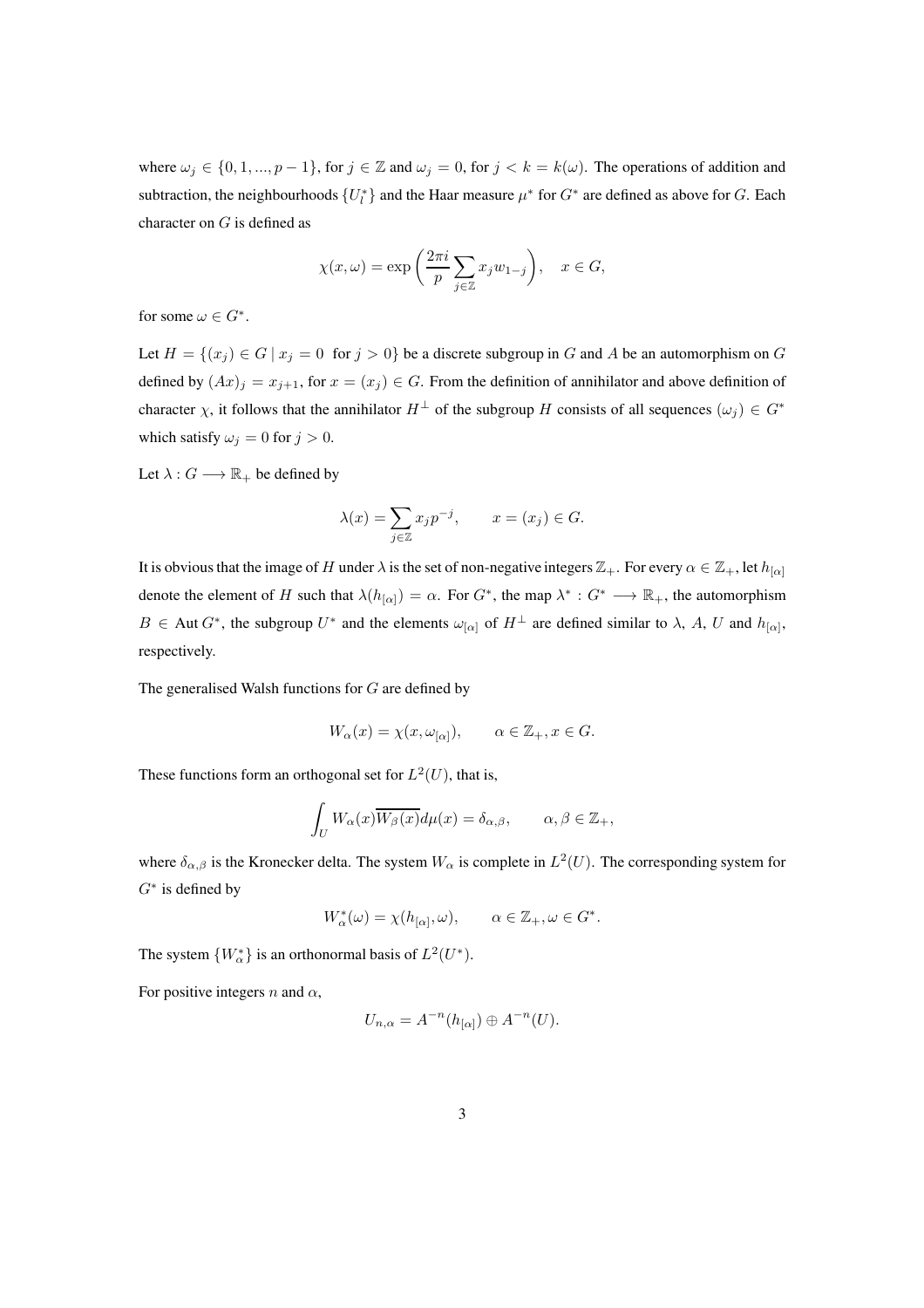where $\omega_j \in \{0, 1, ..., p-1\}$, for $j \in \mathbb{Z}$ and $\omega_j = 0$, for $j < k = k(\omega)$. The operations of addition and subtraction, the neighbourhoods $\{U_l^*\}$ and the Haar measure $\mu^*$ for $G^*$ are defined as above for $G$. Each character on $G$ is defined as

$$\chi(x, \omega) = \exp\left(\frac{2\pi i}{p} \sum_{j \in \mathbb{Z}} x_j w_{1-j}\right), \quad x \in G,$$

for some $\omega \in G^*$.

Let $H = \{(x_j) \in G \mid x_j = 0 \text{ for } j > 0\}$ be a discrete subgroup in $G$ and $A$ be an automorphism on $G$ defined by $(Ax)_j = x_{j+1}$, for $x = (x_j) \in G$. From the definition of annihilator and above definition of character $\chi$, it follows that the annihilator $H^\perp$ of the subgroup $H$ consists of all sequences $(\omega_j) \in G^*$ which satisfy $\omega_j = 0$ for $j > 0$.

Let $\lambda : G \longrightarrow \mathbb{R}_+$ be defined by

$$\lambda(x) = \sum_{j \in \mathbb{Z}} x_j p^{-j}, \qquad x = (x_j) \in G.$$

It is obvious that the image of $H$ under $\lambda$ is the set of non-negative integers $\mathbb{Z}_+$. For every $\alpha \in \mathbb{Z}_+$, let $h_{[\alpha]}$ denote the element of $H$ such that $\lambda(h_{[\alpha]}) = \alpha$. For $G^*$, the map $\lambda^* : G^* \longrightarrow \mathbb{R}_+$, the automorphism $B \in \text{Aut}\, G^*$, the subgroup $U^*$ and the elements $\omega_{[\alpha]}$ of $H^\perp$ are defined similar to $\lambda$, $A$, $U$ and $h_{[\alpha]}$, respectively.

The generalised Walsh functions for $G$ are defined by

$$W_\alpha(x) = \chi(x, \omega_{[\alpha]}), \qquad \alpha \in \mathbb{Z}_+, x \in G.$$

These functions form an orthogonal set for $L^2(U)$, that is,

$$\int_U W_\alpha(x)\overline{W_\beta(x)} d\mu(x) = \delta_{\alpha,\beta}, \qquad \alpha, \beta \in \mathbb{Z}_+,$$

where $\delta_{\alpha,\beta}$ is the Kronecker delta. The system $W_\alpha$ is complete in $L^2(U)$. The corresponding system for $G^*$ is defined by

$$W_\alpha^*(\omega) = \chi(h_{[\alpha]}, \omega), \qquad \alpha \in \mathbb{Z}_+, \omega \in G^*.$$

The system $\{W_\alpha^*\}$ is an orthonormal basis of $L^2(U^*)$.

For positive integers $n$ and $\alpha$,

$$U_{n,\alpha} = A^{-n}(h_{[\alpha]}) \oplus A^{-n}(U).$$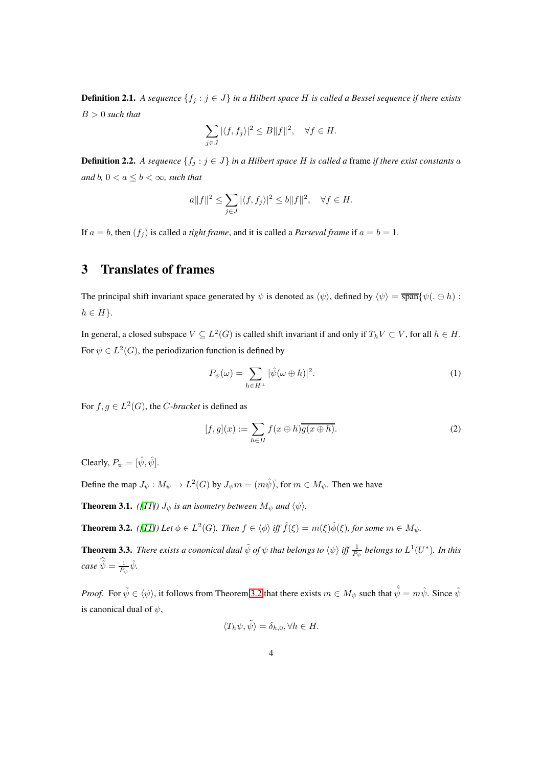**Definition 2.1.** *A sequence $\{f_j : j \in J\}$ in a Hilbert space $H$ is called a Bessel sequence if there exists $B > 0$ such that*

$$\sum_{j\in J} |\langle f, f_j\rangle|^2 \leq B\|f\|^2, \quad \forall f \in H.$$

**Definition 2.2.** *A sequence $\{f_j : j \in J\}$ in a Hilbert space $H$ is called a* frame *if there exist constants $a$ and $b$, $0 < a \leq b < \infty$, such that*

$$a\|f\|^2 \leq \sum_{j\in J} |\langle f, f_j\rangle|^2 \leq b\|f\|^2, \quad \forall f \in H.$$

If $a = b$, then $(f_j)$ is called a *tight frame*, and it is called a *Parseval frame* if $a = b = 1$.

# 3 Translates of frames

The principal shift invariant space generated by $\psi$ is denoted as $\langle\psi\rangle$, defined by $\langle\psi\rangle = \overline{\text{span}}\{\psi(. \ominus h) : h \in H\}$.

In general, a closed subspace $V \subseteq L^2(G)$ is called shift invariant if and only if $T_h V \subset V$, for all $h \in H$. For $\psi \in L^2(G)$, the periodization function is defined by

$$P_\psi(\omega) = \sum_{h\in H^\perp} |\hat{\psi}(\omega \oplus h)|^2. \tag{1}$$

For $f, g \in L^2(G)$, the $C$-*bracket* is defined as

$$[f, g](x) := \sum_{h\in H} f(x \oplus h)\overline{g(x \oplus h)}. \tag{2}$$

Clearly, $P_\psi = [\hat{\psi}, \hat{\psi}]$.

Define the map $J_\psi : M_\psi \to L^2(G)$ by $J_\psi m = (m\hat{\psi})\check{}$, for $m \in M_\psi$. Then we have

**Theorem 3.1.** *([11]) $J_\psi$ is an isometry between $M_\psi$ and $\langle\psi\rangle$.*

**Theorem 3.2.** *([11]) Let $\phi \in L^2(G)$. Then $f \in \langle\phi\rangle$ iff $\hat{f}(\xi) = m(\xi)\hat{\phi}(\xi)$, for some $m \in M_\psi$.*

**Theorem 3.3.** *There exists a cononical dual $\tilde{\psi}$ of $\psi$ that belongs to $\langle\psi\rangle$ iff $\frac{1}{P_\psi}$ belongs to $L^1(U^*)$. In this case $\widehat{\tilde{\psi}} = \frac{1}{P_\psi}\hat{\psi}$.*

*Proof.* For $\tilde{\psi} \in \langle\psi\rangle$, it follows from Theorem 3.2 that there exists $m \in M_\psi$ such that $\hat{\tilde{\psi}} = m\hat{\psi}$. Since $\tilde{\psi}$ is canonical dual of $\psi$,

$$\langle T_h\psi, \tilde{\psi}\rangle = \delta_{h,0}, \forall h \in H.$$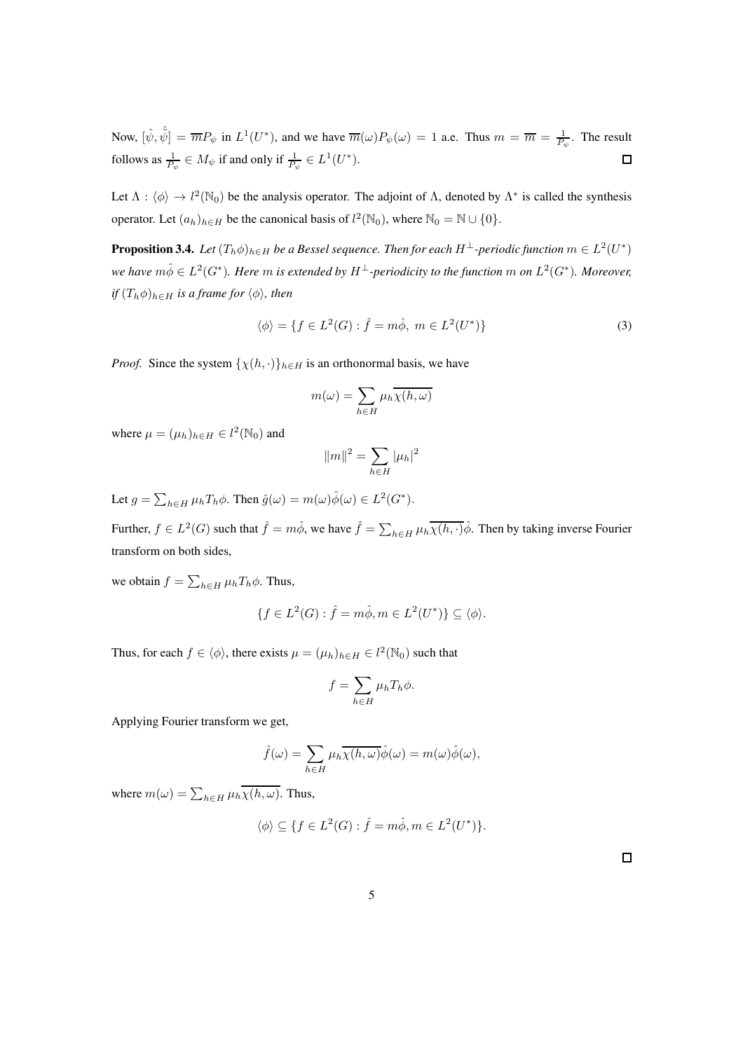Now, $[\hat{\psi}, \hat{\tilde{\psi}}] = \overline{m} P_\psi$ in $L^1(U^*)$, and we have $\overline{m}(\omega) P_\psi(\omega) = 1$ a.e. Thus $m = \overline{m} = \frac{1}{P_\psi}$. The result follows as $\frac{1}{P_\psi} \in M_\psi$ if and only if $\frac{1}{P_\psi} \in L^1(U^*)$. ☐

Let $\Lambda : \langle \phi \rangle \to l^2(\mathbb{N}_0)$ be the analysis operator. The adjoint of $\Lambda$, denoted by $\Lambda^*$ is called the synthesis operator. Let $(a_h)_{h \in H}$ be the canonical basis of $l^2(\mathbb{N}_0)$, where $\mathbb{N}_0 = \mathbb{N} \cup \{0\}$.

**Proposition 3.4.** *Let $(T_h \phi)_{h \in H}$ be a Bessel sequence. Then for each $H^\perp$-periodic function $m \in L^2(U^*)$ we have $m\hat{\phi} \in L^2(G^*)$. Here $m$ is extended by $H^\perp$-periodicity to the function $m$ on $L^2(G^*)$. Moreover, if $(T_h \phi)_{h \in H}$ is a frame for $\langle \phi \rangle$, then*

$$\langle \phi \rangle = \{ f \in L^2(G) : \hat{f} = m\hat{\phi}, \ m \in L^2(U^*) \} \tag{3}$$

*Proof.* Since the system $\{\chi(h, \cdot)\}_{h \in H}$ is an orthonormal basis, we have

$$m(\omega) = \sum_{h \in H} \mu_h \overline{\chi(h, \omega)}$$

where $\mu = (\mu_h)_{h \in H} \in l^2(\mathbb{N}_0)$ and

$$\|m\|^2 = \sum_{h \in H} |\mu_h|^2$$

Let $g = \sum_{h \in H} \mu_h T_h \phi$. Then $\hat{g}(\omega) = m(\omega)\hat{\phi}(\omega) \in L^2(G^*)$.

Further, $f \in L^2(G)$ such that $\hat{f} = m\hat{\phi}$, we have $\hat{f} = \sum_{h \in H} \mu_h \overline{\chi(h, \cdot)} \hat{\phi}$. Then by taking inverse Fourier transform on both sides,

we obtain $f = \sum_{h \in H} \mu_h T_h \phi$. Thus,

$$\{ f \in L^2(G) : \hat{f} = m\hat{\phi}, m \in L^2(U^*) \} \subseteq \langle \phi \rangle.$$

Thus, for each $f \in \langle \phi \rangle$, there exists $\mu = (\mu_h)_{h \in H} \in l^2(\mathbb{N}_0)$ such that

$$f = \sum_{h \in H} \mu_h T_h \phi.$$

Applying Fourier transform we get,

$$\hat{f}(\omega) = \sum_{h \in H} \mu_h \overline{\chi(h, \omega)} \hat{\phi}(\omega) = m(\omega)\hat{\phi}(\omega),$$

where $m(\omega) = \sum_{h \in H} \mu_h \overline{\chi(h, \omega)}$. Thus,

$$\langle \phi \rangle \subseteq \{ f \in L^2(G) : \hat{f} = m\hat{\phi}, m \in L^2(U^*) \}.$$

☐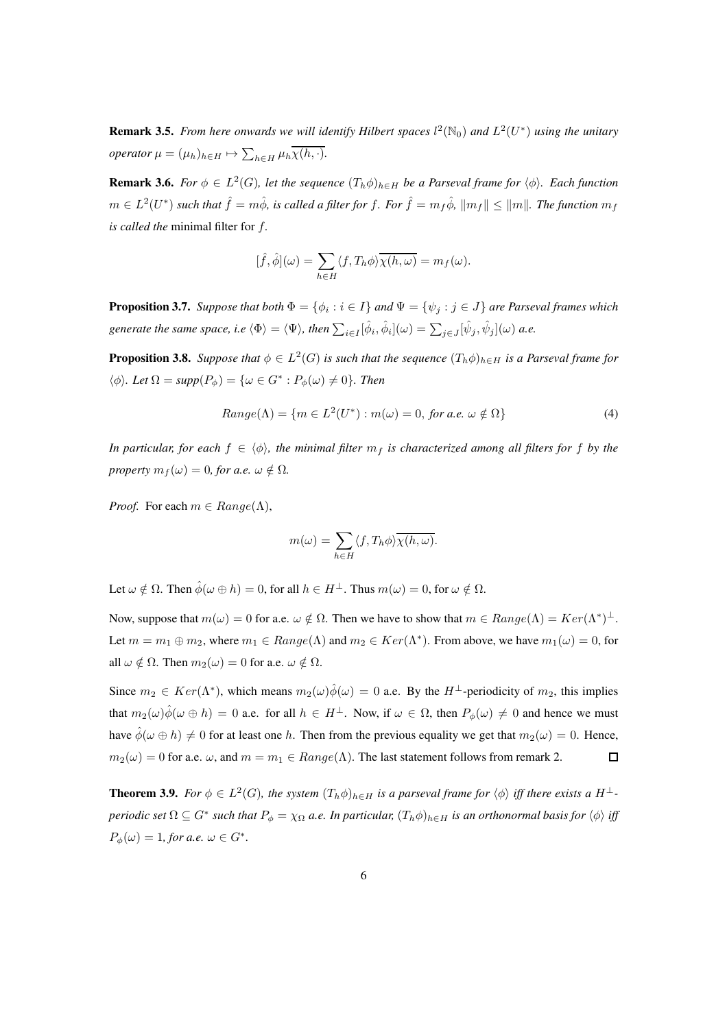**Remark 3.5.** *From here onwards we will identify Hilbert spaces $l^2(\mathbb{N}_0)$ and $L^2(U^*)$ using the unitary operator $\mu = (\mu_h)_{h\in H} \mapsto \sum_{h\in H} \mu_h \overline{\chi(h,\cdot)}$.*

**Remark 3.6.** *For $\phi \in L^2(G)$, let the sequence $(T_h\phi)_{h\in H}$ be a Parseval frame for $\langle\phi\rangle$. Each function $m \in L^2(U^*)$ such that $\hat{f} = m\hat{\phi}$, is called a filter for $f$. For $\hat{f} = m_f\hat{\phi}$, $\|m_f\| \leq \|m\|$. The function $m_f$ is called the* minimal filter for $f$.

$$[\hat{f},\hat{\phi}](\omega) = \sum_{h\in H} \langle f, T_h\phi\rangle \overline{\chi(h,\omega)} = m_f(\omega).$$

**Proposition 3.7.** *Suppose that both $\Phi = \{\phi_i : i \in I\}$ and $\Psi = \{\psi_j : j \in J\}$ are Parseval frames which generate the same space, i.e $\langle\Phi\rangle = \langle\Psi\rangle$, then $\sum_{i\in I}[\hat{\phi}_i,\hat{\phi}_i](\omega) = \sum_{j\in J}[\hat{\psi}_j,\hat{\psi}_j](\omega)$ a.e.*

**Proposition 3.8.** *Suppose that $\phi \in L^2(G)$ is such that the sequence $(T_h\phi)_{h\in H}$ is a Parseval frame for $\langle\phi\rangle$. Let $\Omega = supp(P_\phi) = \{\omega \in G^* : P_\phi(\omega) \neq 0\}$. Then*

$$Range(\Lambda) = \{m \in L^2(U^*) : m(\omega) = 0, \text{ for a.e. } \omega \notin \Omega\} \tag{4}$$

*In particular, for each $f \in \langle\phi\rangle$, the minimal filter $m_f$ is characterized among all filters for $f$ by the property $m_f(\omega) = 0$, for a.e. $\omega \notin \Omega$.*

*Proof.* For each $m \in Range(\Lambda)$,

$$m(\omega) = \sum_{h\in H} \langle f, T_h\phi\rangle \overline{\chi(h,\omega)}.$$

Let $\omega \notin \Omega$. Then $\hat{\phi}(\omega \oplus h) = 0$, for all $h \in H^\perp$. Thus $m(\omega) = 0$, for $\omega \notin \Omega$.

Now, suppose that $m(\omega) = 0$ for a.e. $\omega \notin \Omega$. Then we have to show that $m \in Range(\Lambda) = Ker(\Lambda^*)^\perp$. Let $m = m_1 \oplus m_2$, where $m_1 \in Range(\Lambda)$ and $m_2 \in Ker(\Lambda^*)$. From above, we have $m_1(\omega) = 0$, for all $\omega \notin \Omega$. Then $m_2(\omega) = 0$ for a.e. $\omega \notin \Omega$.

Since $m_2 \in Ker(\Lambda^*)$, which means $m_2(\omega)\hat{\phi}(\omega) = 0$ a.e. By the $H^\perp$-periodicity of $m_2$, this implies that $m_2(\omega)\hat{\phi}(\omega \oplus h) = 0$ a.e. for all $h \in H^\perp$. Now, if $\omega \in \Omega$, then $P_\phi(\omega) \neq 0$ and hence we must have $\hat{\phi}(\omega \oplus h) \neq 0$ for at least one $h$. Then from the previous equality we get that $m_2(\omega) = 0$. Hence, $m_2(\omega) = 0$ for a.e. $\omega$, and $m = m_1 \in Range(\Lambda)$. The last statement follows from remark 2. $\square$

**Theorem 3.9.** *For $\phi \in L^2(G)$, the system $(T_h\phi)_{h\in H}$ is a parseval frame for $\langle\phi\rangle$ iff there exists a $H^\perp$-periodic set $\Omega \subseteq G^*$ such that $P_\phi = \chi_\Omega$ a.e. In particular, $(T_h\phi)_{h\in H}$ is an orthonormal basis for $\langle\phi\rangle$ iff $P_\phi(\omega) = 1$, for a.e. $\omega \in G^*$.*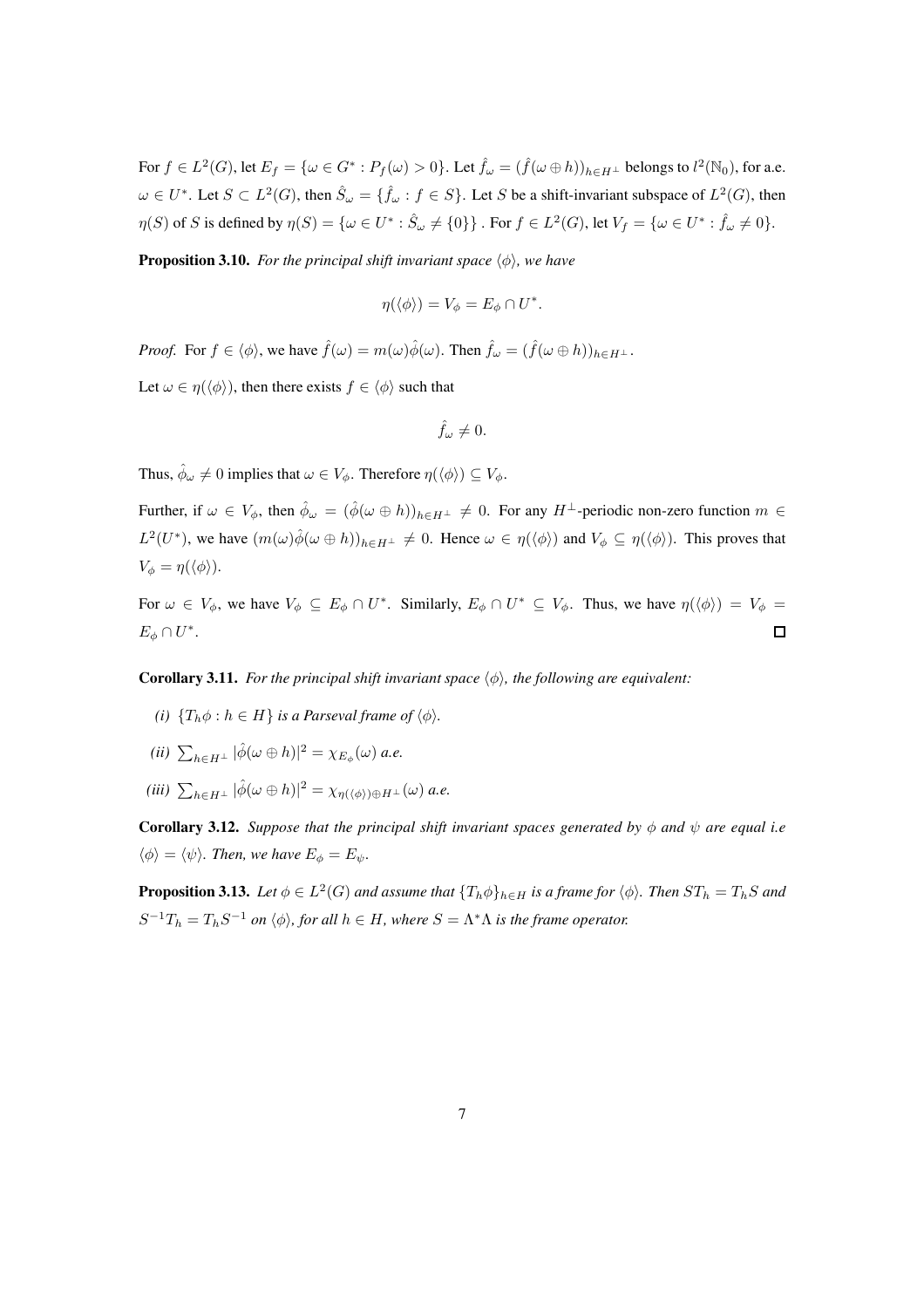For $f \in L^2(G)$, let $E_f = \{\omega \in G^* : P_f(\omega) > 0\}$. Let $\hat{f}_\omega = (\hat{f}(\omega \oplus h))_{h \in H^\perp}$ belongs to $l^2(\mathbb{N}_0)$, for a.e. $\omega \in U^*$. Let $S \subset L^2(G)$, then $\hat{S}_\omega = \{\hat{f}_\omega : f \in S\}$. Let $S$ be a shift-invariant subspace of $L^2(G)$, then $\eta(S)$ of $S$ is defined by $\eta(S) = \{\omega \in U^* : \hat{S}_\omega \neq \{0\}\}$ . For $f \in L^2(G)$, let $V_f = \{\omega \in U^* : \hat{f}_\omega \neq 0\}$.

**Proposition 3.10.** *For the principal shift invariant space $\langle \phi \rangle$, we have*

$$\eta(\langle \phi \rangle) = V_\phi = E_\phi \cap U^*.$$

*Proof.* For $f \in \langle \phi \rangle$, we have $\hat{f}(\omega) = m(\omega)\hat{\phi}(\omega)$. Then $\hat{f}_\omega = (\hat{f}(\omega \oplus h))_{h \in H^\perp}$.

Let $\omega \in \eta(\langle \phi \rangle)$, then there exists $f \in \langle \phi \rangle$ such that

$$\hat{f}_\omega \neq 0.$$

Thus, $\hat{\phi}_\omega \neq 0$ implies that $\omega \in V_\phi$. Therefore $\eta(\langle \phi \rangle) \subseteq V_\phi$.

Further, if $\omega \in V_\phi$, then $\hat{\phi}_\omega = (\hat{\phi}(\omega \oplus h))_{h \in H^\perp} \neq 0$. For any $H^\perp$-periodic non-zero function $m \in L^2(U^*)$, we have $(m(\omega)\hat{\phi}(\omega \oplus h))_{h \in H^\perp} \neq 0$. Hence $\omega \in \eta(\langle \phi \rangle)$ and $V_\phi \subseteq \eta(\langle \phi \rangle)$. This proves that $V_\phi = \eta(\langle \phi \rangle)$.

For $\omega \in V_\phi$, we have $V_\phi \subseteq E_\phi \cap U^*$. Similarly, $E_\phi \cap U^* \subseteq V_\phi$. Thus, we have $\eta(\langle \phi \rangle) = V_\phi = E_\phi \cap U^*$. ◻

**Corollary 3.11.** *For the principal shift invariant space $\langle \phi \rangle$, the following are equivalent:*

*(i)* $\{T_h\phi : h \in H\}$ *is a Parseval frame of* $\langle \phi \rangle$.

*(ii)* $\sum_{h \in H^\perp} |\hat{\phi}(\omega \oplus h)|^2 = \chi_{E_\phi}(\omega)$ *a.e.*

*(iii)* $\sum_{h \in H^\perp} |\hat{\phi}(\omega \oplus h)|^2 = \chi_{\eta(\langle \phi \rangle) \oplus H^\perp}(\omega)$ *a.e.*

**Corollary 3.12.** *Suppose that the principal shift invariant spaces generated by $\phi$ and $\psi$ are equal i.e $\langle \phi \rangle = \langle \psi \rangle$. Then, we have $E_\phi = E_\psi$.*

**Proposition 3.13.** *Let $\phi \in L^2(G)$ and assume that $\{T_h\phi\}_{h \in H}$ is a frame for $\langle \phi \rangle$. Then $ST_h = T_hS$ and $S^{-1}T_h = T_hS^{-1}$ on $\langle \phi \rangle$, for all $h \in H$, where $S = \Lambda^*\Lambda$ is the frame operator.*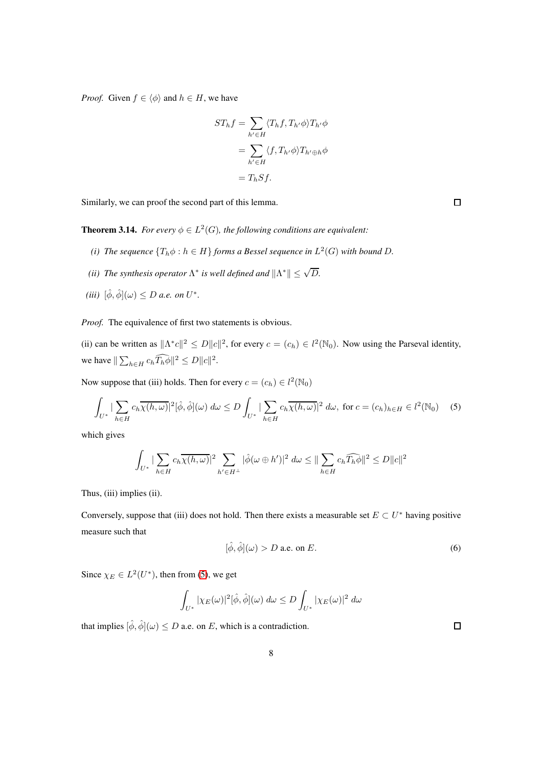*Proof.* Given $f \in \langle \phi \rangle$ and $h \in H$, we have

$$
\begin{aligned}
ST_h f &= \sum_{h' \in H} \langle T_h f, T_{h'}\phi \rangle T_{h'}\phi \\
&= \sum_{h' \in H} \langle f, T_{h'}\phi \rangle T_{h' \oplus h}\phi \\
&= T_h S f.
\end{aligned}
$$

Similarly, we can proof the second part of this lemma. ☐

**Theorem 3.14.** *For every $\phi \in L^2(G)$, the following conditions are equivalent:*

*(i) The sequence $\{T_h\phi : h \in H\}$ forms a Bessel sequence in $L^2(G)$ with bound $D$.*

*(ii) The synthesis operator $\Lambda^*$ is well defined and $\|\Lambda^*\| \leq \sqrt{D}$.*

*(iii) $[\hat{\phi}, \hat{\phi}](\omega) \leq D$ a.e. on $U^*$.*

*Proof.* The equivalence of first two statements is obvious.

(ii) can be written as $\|\Lambda^* c\|^2 \leq D\|c\|^2$, for every $c = (c_h) \in l^2(\mathbb{N}_0)$. Now using the Parseval identity, we have $\| \sum_{h \in H} c_h \widehat{T_h \phi} \|^2 \leq D\|c\|^2$.

Now suppose that (iii) holds. Then for every $c = (c_h) \in l^2(\mathbb{N}_0)$

$$
\int_{U^*} | \sum_{h \in H} c_h \overline{\chi(h,\omega)}|^2 [\hat{\phi}, \hat{\phi}](\omega) \, d\omega \leq D \int_{U^*} | \sum_{h \in H} c_h \overline{\chi(h,\omega)}|^2 \, d\omega, \text{ for } c = (c_h)_{h \in H} \in l^2(\mathbb{N}_0) \tag{5}
$$

which gives

$$
\int_{U^*} | \sum_{h \in H} c_h \overline{\chi(h,\omega)}|^2 \sum_{h' \in H^{\perp}} |\hat{\phi}(\omega \oplus h')|^2 \, d\omega \leq \| \sum_{h \in H} c_h \widehat{T_h \phi} \|^2 \leq D\|c\|^2
$$

Thus, (iii) implies (ii).

Conversely, suppose that (iii) does not hold. Then there exists a measurable set $E \subset U^*$ having positive measure such that

$$
[\hat{\phi}, \hat{\phi}](\omega) > D \text{ a.e. on } E. \tag{6}
$$

Since $\chi_E \in L^2(U^*)$, then from (5), we get

$$
\int_{U^*} |\chi_E(\omega)|^2 [\hat{\phi}, \hat{\phi}](\omega) \, d\omega \leq D \int_{U^*} |\chi_E(\omega)|^2 \, d\omega
$$

that implies $[\hat{\phi}, \hat{\phi}](\omega) \leq D$ a.e. on $E$, which is a contradiction. ☐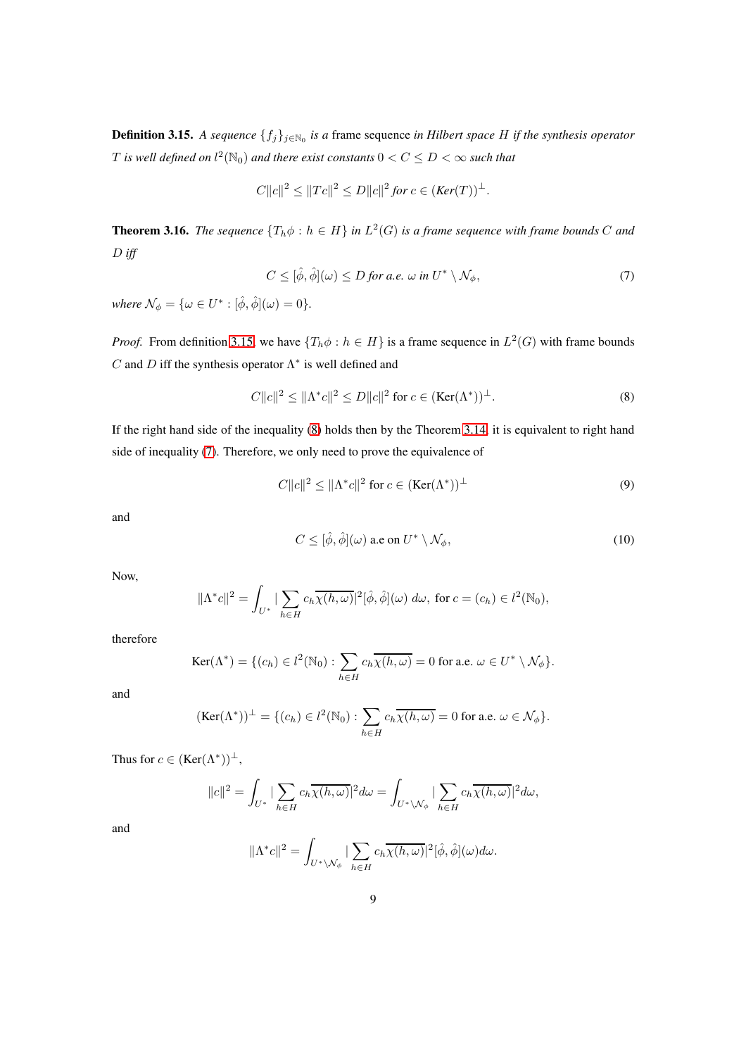**Definition 3.15.** *A sequence $\{f_j\}_{j\in\mathbb{N}_0}$ is a* frame sequence *in Hilbert space $H$ if the synthesis operator $T$ is well defined on $l^2(\mathbb{N}_0)$ and there exist constants $0 < C \leq D < \infty$ such that*

$$C\|c\|^2 \leq \|Tc\|^2 \leq D\|c\|^2 \text{ for } c \in (Ker(T))^{\perp}.$$

**Theorem 3.16.** *The sequence $\{T_h\phi : h \in H\}$ in $L^2(G)$ is a frame sequence with frame bounds $C$ and $D$ iff*

$$C \leq [\hat{\phi}, \hat{\phi}](\omega) \leq D \text{ for a.e. } \omega \text{ in } U^* \setminus \mathcal{N}_\phi, \tag{7}$$

*where $\mathcal{N}_\phi = \{\omega \in U^* : [\hat{\phi}, \hat{\phi}](\omega) = 0\}$.*

*Proof.* From definition 3.15, we have $\{T_h\phi : h \in H\}$ is a frame sequence in $L^2(G)$ with frame bounds $C$ and $D$ iff the synthesis operator $\Lambda^*$ is well defined and

$$C\|c\|^2 \leq \|\Lambda^* c\|^2 \leq D\|c\|^2 \text{ for } c \in (\text{Ker}(\Lambda^*))^{\perp}. \tag{8}$$

If the right hand side of the inequality (8) holds then by the Theorem 3.14, it is equivalent to right hand side of inequality (7). Therefore, we only need to prove the equivalence of

$$C\|c\|^2 \leq \|\Lambda^* c\|^2 \text{ for } c \in (\text{Ker}(\Lambda^*))^{\perp} \tag{9}$$

and

$$C \leq [\hat{\phi}, \hat{\phi}](\omega) \text{ a.e on } U^* \setminus \mathcal{N}_\phi, \tag{10}$$

Now,

$$\|\Lambda^* c\|^2 = \int_{U^*} |\sum_{h\in H} c_h \overline{\chi(h,\omega)}|^2 [\hat{\phi}, \hat{\phi}](\omega)\, d\omega, \text{ for } c = (c_h) \in l^2(\mathbb{N}_0),$$

therefore

$$\text{Ker}(\Lambda^*) = \{(c_h) \in l^2(\mathbb{N}_0) : \sum_{h\in H} c_h \overline{\chi(h,\omega)} = 0 \text{ for a.e. } \omega \in U^* \setminus \mathcal{N}_\phi\}.$$

and

$$(\text{Ker}(\Lambda^*))^{\perp} = \{(c_h) \in l^2(\mathbb{N}_0) : \sum_{h\in H} c_h \overline{\chi(h,\omega)} = 0 \text{ for a.e. } \omega \in \mathcal{N}_\phi\}.$$

Thus for $c \in (\text{Ker}(\Lambda^*))^{\perp}$,

$$\|c\|^2 = \int_{U^*} |\sum_{h\in H} c_h \overline{\chi(h,\omega)}|^2 d\omega = \int_{U^* \setminus \mathcal{N}_\phi} |\sum_{h\in H} c_h \overline{\chi(h,\omega)}|^2 d\omega,$$

and

$$\|\Lambda^* c\|^2 = \int_{U^* \setminus \mathcal{N}_\phi} |\sum_{h\in H} c_h \overline{\chi(h,\omega)}|^2 [\hat{\phi}, \hat{\phi}](\omega) d\omega.$$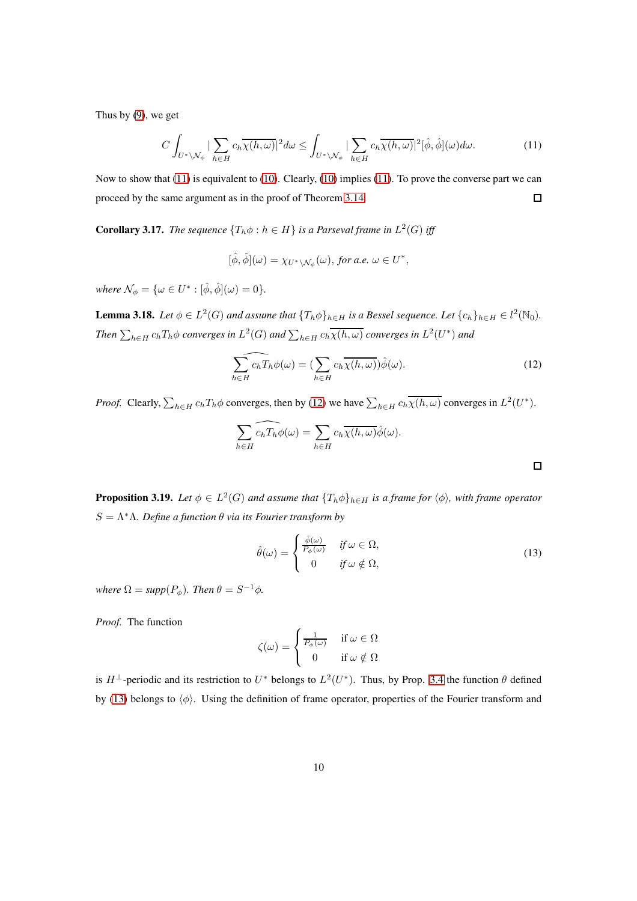Thus by (9), we get

$$C\int_{U^*\setminus\mathcal{N}_\phi}|\sum_{h\in H}c_h\overline{\chi(h,\omega)}|^2d\omega \leq \int_{U^*\setminus\mathcal{N}_\phi}|\sum_{h\in H}c_h\overline{\chi(h,\omega)}|^2[\hat{\phi},\hat{\phi}](\omega)d\omega. \tag{11}$$

Now to show that (11) is equivalent to (10). Clearly, (10) implies (11). To prove the converse part we can proceed by the same argument as in the proof of Theorem 3.14. ☐

**Corollary 3.17.** *The sequence $\{T_h\phi : h \in H\}$ is a Parseval frame in $L^2(G)$ iff*

$$[\hat{\phi},\hat{\phi}](\omega) = \chi_{U^*\setminus\mathcal{N}_\phi}(\omega), \text{ for a.e. } \omega \in U^*,$$

*where $\mathcal{N}_\phi = \{\omega \in U^* : [\hat{\phi},\hat{\phi}](\omega) = 0\}$.*

**Lemma 3.18.** *Let $\phi \in L^2(G)$ and assume that $\{T_h\phi\}_{h\in H}$ is a Bessel sequence. Let $\{c_h\}_{h\in H} \in l^2(\mathbb{N}_0)$. Then $\sum_{h\in H} c_hT_h\phi$ converges in $L^2(G)$ and $\sum_{h\in H} c_h\overline{\chi(h,\omega)}$ converges in $L^2(U^*)$ and*

$$\widehat{\sum_{h\in H}c_hT_h\phi}(\omega) = (\sum_{h\in H}c_h\overline{\chi(h,\omega)})\hat{\phi}(\omega). \tag{12}$$

*Proof.* Clearly, $\sum_{h\in H} c_hT_h\phi$ converges, then by (12) we have $\sum_{h\in H} c_h\overline{\chi(h,\omega)}$ converges in $L^2(U^*)$.

$$\sum_{h\in H}\widehat{c_hT_h\phi}(\omega) = \sum_{h\in H}c_h\overline{\chi(h,\omega)}\hat{\phi}(\omega).$$

☐

**Proposition 3.19.** *Let $\phi \in L^2(G)$ and assume that $\{T_h\phi\}_{h\in H}$ is a frame for $\langle\phi\rangle$, with frame operator $S = \Lambda^*\Lambda$. Define a function $\theta$ via its Fourier transform by*

$$\hat{\theta}(\omega) = \begin{cases} \frac{\hat{\phi}(\omega)}{P_\phi(\omega)} & \text{if } \omega \in \Omega, \\ 0 & \text{if } \omega \notin \Omega, \end{cases} \tag{13}$$

*where $\Omega = supp(P_\phi)$. Then $\theta = S^{-1}\phi$.*

*Proof.* The function

$$\zeta(\omega) = \begin{cases} \frac{1}{P_\phi(\omega)} & \text{if } \omega \in \Omega \\ 0 & \text{if } \omega \notin \Omega \end{cases}$$

is $H^\perp$-periodic and its restriction to $U^*$ belongs to $L^2(U^*)$. Thus, by Prop. 3.4 the function $\theta$ defined by (13) belongs to $\langle\phi\rangle$. Using the definition of frame operator, properties of the Fourier transform and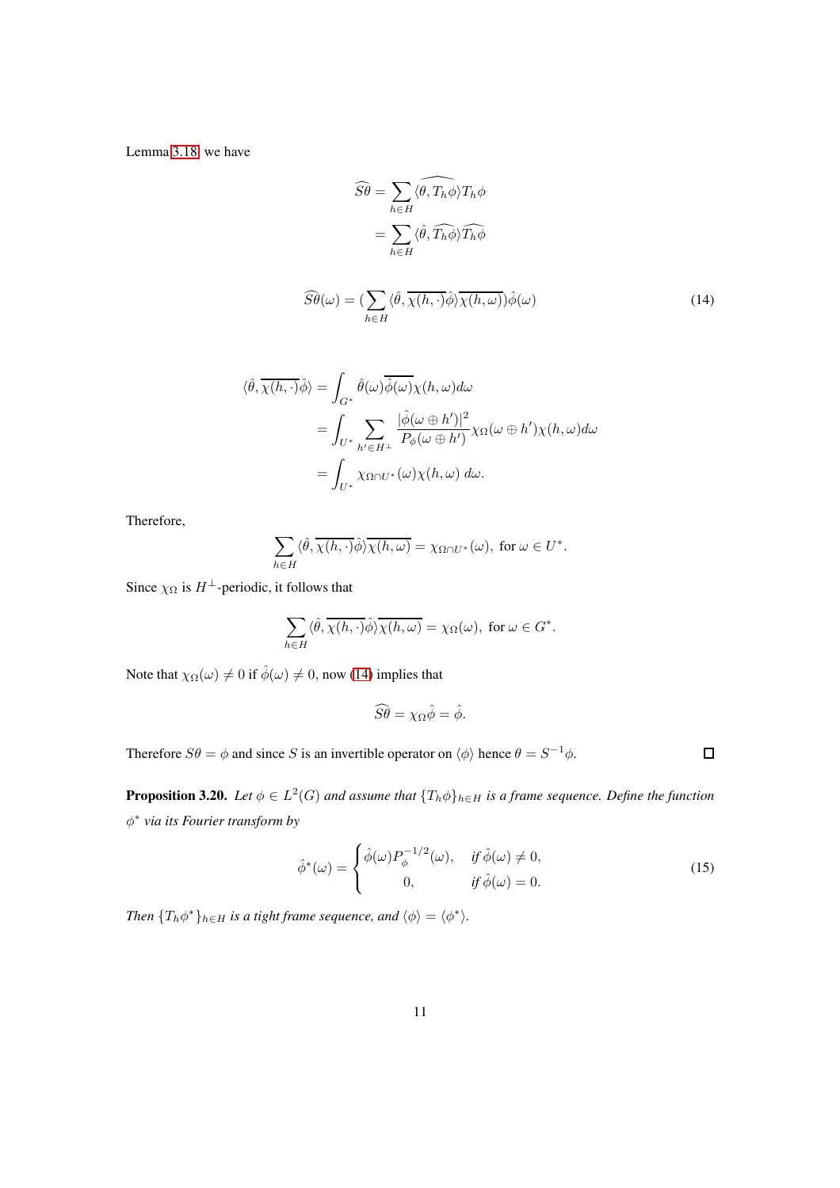Lemma 3.18 we have

$$
\begin{aligned}
\widehat{S\theta} &= \sum_{h\in H} \widehat{\langle \theta, T_h\phi\rangle T_h\phi} \\
&= \sum_{h\in H} \langle \hat{\theta}, \widehat{T_h\phi}\rangle \widehat{T_h\phi}
\end{aligned}
$$

$$
\widehat{S\theta}(\omega) = \Big(\sum_{h\in H} \langle \hat{\theta}, \overline{\chi(h,\cdot)}\hat{\phi}\rangle \overline{\chi(h,\omega)}\Big)\hat{\phi}(\omega) \tag{14}
$$

$$
\begin{aligned}
\langle \hat{\theta}, \overline{\chi(h,\cdot)}\hat{\phi}\rangle &= \int_{G^*} \hat{\theta}(\omega)\overline{\hat{\phi}(\omega)}\chi(h,\omega)d\omega \\
&= \int_{U^*} \sum_{h'\in H^\perp} \frac{|\hat{\phi}(\omega\oplus h')|^2}{P_\phi(\omega\oplus h')}\chi_\Omega(\omega\oplus h')\chi(h,\omega)d\omega \\
&= \int_{U^*} \chi_{\Omega\cap U^*}(\omega)\chi(h,\omega)\, d\omega.
\end{aligned}
$$

Therefore,

$$
\sum_{h\in H} \langle \hat{\theta}, \overline{\chi(h,\cdot)}\hat{\phi}\rangle \overline{\chi(h,\omega)} = \chi_{\Omega\cap U^*}(\omega), \text{ for } \omega\in U^*.
$$

Since $\chi_\Omega$ is $H^\perp$-periodic, it follows that

$$
\sum_{h\in H} \langle \hat{\theta}, \overline{\chi(h,\cdot)}\hat{\phi}\rangle \overline{\chi(h,\omega)} = \chi_{\Omega}(\omega), \text{ for } \omega\in G^*.
$$

Note that $\chi_\Omega(\omega)\neq 0$ if $\hat{\phi}(\omega)\neq 0$, now (14) implies that

$$
\widehat{S\theta} = \chi_\Omega\hat{\phi} = \hat{\phi}.
$$

Therefore $S\theta = \phi$ and since $S$ is an invertible operator on $\langle\phi\rangle$ hence $\theta = S^{-1}\phi$. □

**Proposition 3.20.** *Let $\phi\in L^2(G)$ and assume that $\{T_h\phi\}_{h\in H}$ is a frame sequence. Define the function $\phi^*$ via its Fourier transform by*

$$
\hat{\phi}^*(\omega) = \begin{cases} \hat{\phi}(\omega)P_\phi^{-1/2}(\omega), & \text{if } \hat{\phi}(\omega)\neq 0, \\ 0, & \text{if } \hat{\phi}(\omega) = 0. \end{cases} \tag{15}
$$

*Then $\{T_h\phi^*\}_{h\in H}$ is a tight frame sequence, and $\langle\phi\rangle = \langle\phi^*\rangle$.*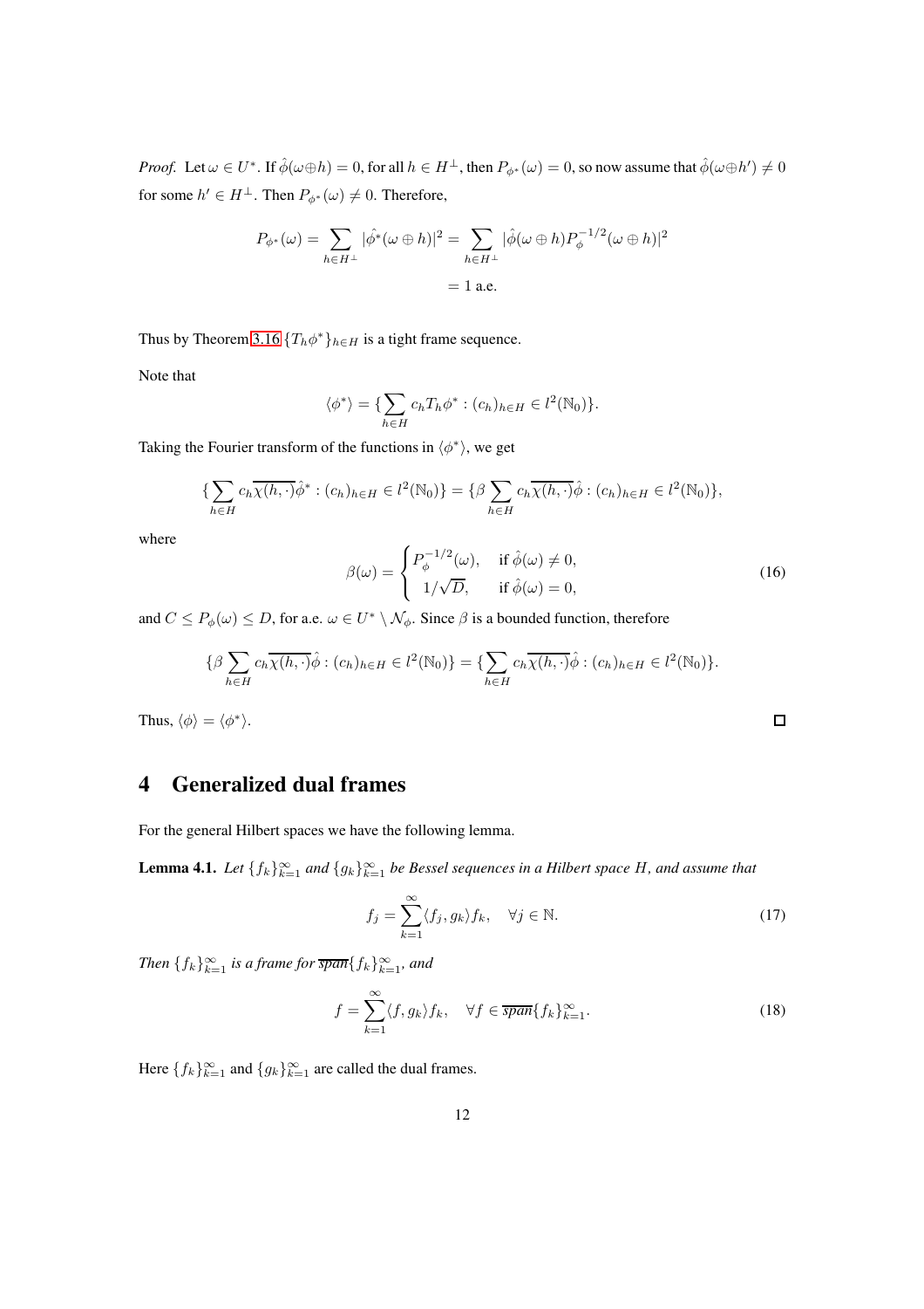*Proof.* Let $\omega \in U^*$. If $\hat{\phi}(\omega \oplus h) = 0$, for all $h \in H^{\perp}$, then $P_{\phi^*}(\omega) = 0$, so now assume that $\hat{\phi}(\omega \oplus h') \neq 0$ for some $h' \in H^{\perp}$. Then $P_{\phi^*}(\omega) \neq 0$. Therefore,

$$P_{\phi^*}(\omega) = \sum_{h \in H^{\perp}} |\hat{\phi^*}(\omega \oplus h)|^2 = \sum_{h \in H^{\perp}} |\hat{\phi}(\omega \oplus h) P_{\phi}^{-1/2}(\omega \oplus h)|^2$$
$$= 1 \text{ a.e.}$$

Thus by Theorem 3.16 $\{T_h \phi^*\}_{h \in H}$ is a tight frame sequence.

Note that

$$\langle \phi^* \rangle = \{ \sum_{h \in H} c_h T_h \phi^* : (c_h)_{h \in H} \in l^2(\mathbb{N}_0) \}.$$

Taking the Fourier transform of the functions in $\langle \phi^* \rangle$, we get

$$\{ \sum_{h \in H} c_h \overline{\chi(h, \cdot)} \hat{\phi}^* : (c_h)_{h \in H} \in l^2(\mathbb{N}_0) \} = \{ \beta \sum_{h \in H} c_h \overline{\chi(h, \cdot)} \hat{\phi} : (c_h)_{h \in H} \in l^2(\mathbb{N}_0) \},$$

where

$$\beta(\omega) = \begin{cases} P_{\phi}^{-1/2}(\omega), & \text{if } \hat{\phi}(\omega) \neq 0, \\ 1/\sqrt{D}, & \text{if } \hat{\phi}(\omega) = 0, \end{cases} \tag{16}$$

and $C \leq P_{\phi}(\omega) \leq D$, for a.e. $\omega \in U^* \setminus \mathcal{N}_{\phi}$. Since $\beta$ is a bounded function, therefore

$$\{ \beta \sum_{h \in H} c_h \overline{\chi(h, \cdot)} \hat{\phi} : (c_h)_{h \in H} \in l^2(\mathbb{N}_0) \} = \{ \sum_{h \in H} c_h \overline{\chi(h, \cdot)} \hat{\phi} : (c_h)_{h \in H} \in l^2(\mathbb{N}_0) \}.$$

Thus, $\langle \phi \rangle = \langle \phi^* \rangle$. ◻

# 4 Generalized dual frames

For the general Hilbert spaces we have the following lemma.

**Lemma 4.1.** *Let $\{f_k\}_{k=1}^{\infty}$ and $\{g_k\}_{k=1}^{\infty}$ be Bessel sequences in a Hilbert space $H$, and assume that*

$$f_j = \sum_{k=1}^{\infty} \langle f_j, g_k \rangle f_k, \quad \forall j \in \mathbb{N}. \tag{17}$$

*Then $\{f_k\}_{k=1}^{\infty}$ is a frame for $\overline{span}\{f_k\}_{k=1}^{\infty}$, and*

$$f = \sum_{k=1}^{\infty} \langle f, g_k \rangle f_k, \quad \forall f \in \overline{span}\{f_k\}_{k=1}^{\infty}. \tag{18}$$

Here $\{f_k\}_{k=1}^{\infty}$ and $\{g_k\}_{k=1}^{\infty}$ are called the dual frames.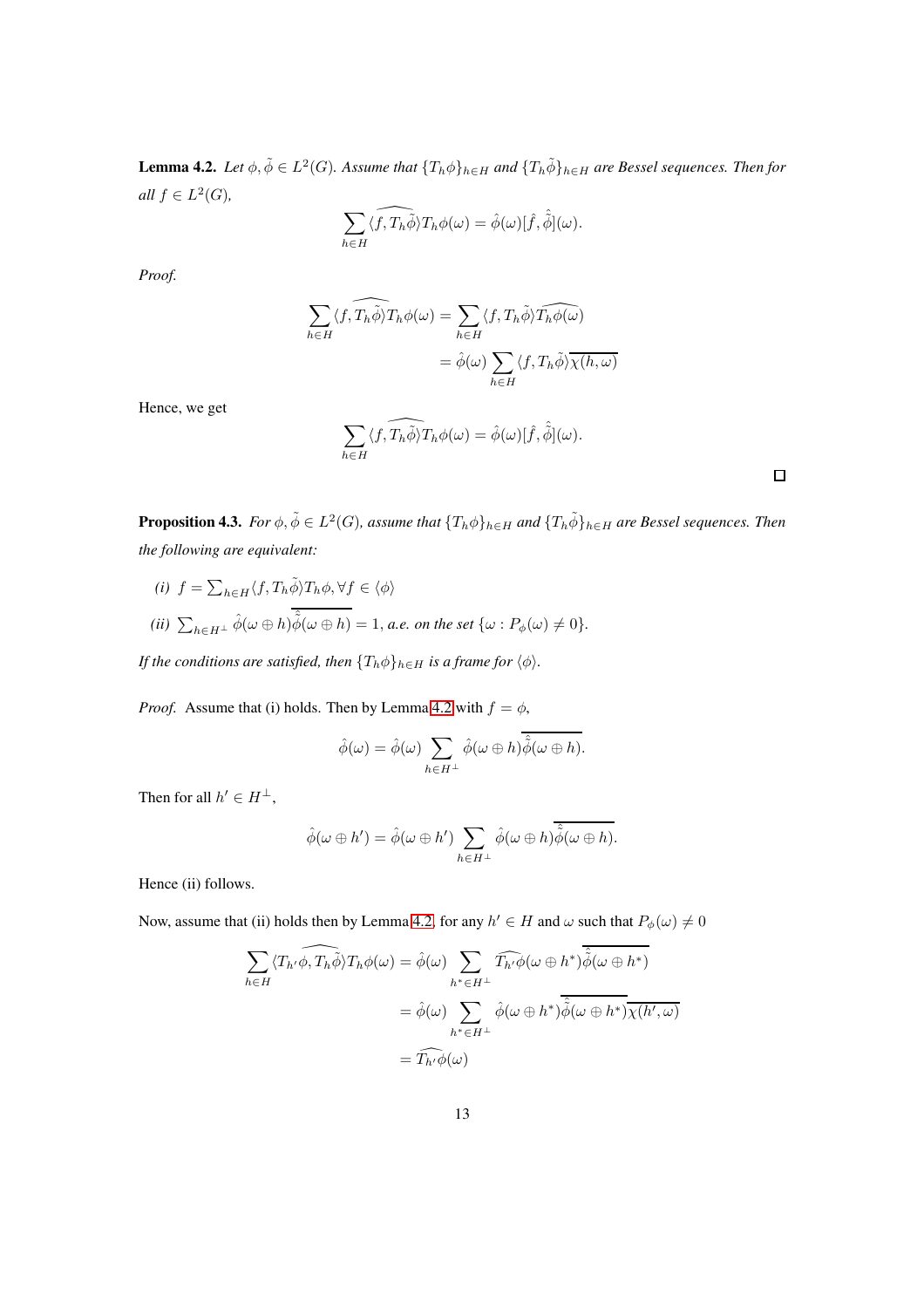**Lemma 4.2.** *Let $\phi, \tilde{\phi} \in L^2(G)$. Assume that $\{T_h\phi\}_{h\in H}$ and $\{T_h\tilde{\phi}\}_{h\in H}$ are Bessel sequences. Then for all $f \in L^2(G)$,*

$$\sum_{h\in H} \widehat{\langle f, T_h\tilde{\phi}\rangle T_h\phi}(\omega) = \hat{\phi}(\omega)[\hat{f}, \hat{\tilde{\phi}}](\omega).$$

*Proof.*

$$\sum_{h\in H} \widehat{\langle f, T_h\tilde{\phi}\rangle T_h\phi}(\omega) = \sum_{h\in H} \langle f, T_h\tilde{\phi}\rangle \widehat{T_h\phi(\omega)}$$
$$= \hat{\phi}(\omega) \sum_{h\in H} \langle f, T_h\tilde{\phi}\rangle \overline{\chi(h,\omega)}$$

Hence, we get

$$\sum_{h\in H} \widehat{\langle f, T_h\tilde{\phi}\rangle T_h\phi}(\omega) = \hat{\phi}(\omega)[\hat{f}, \hat{\tilde{\phi}}](\omega).$$

□

**Proposition 4.3.** *For $\phi, \tilde{\phi} \in L^2(G)$, assume that $\{T_h\phi\}_{h\in H}$ and $\{T_h\tilde{\phi}\}_{h\in H}$ are Bessel sequences. Then the following are equivalent:*

*(i)* $f = \sum_{h\in H} \langle f, T_h\tilde{\phi}\rangle T_h\phi, \forall f \in \langle\phi\rangle$

*(ii)* $\sum_{h\in H^\perp} \hat{\phi}(\omega \oplus h)\overline{\hat{\tilde{\phi}}(\omega \oplus h)} = 1$, *a.e. on the set* $\{\omega : P_\phi(\omega) \neq 0\}$.

*If the conditions are satisfied, then $\{T_h\phi\}_{h\in H}$ is a frame for $\langle\phi\rangle$.*

*Proof.* Assume that (i) holds. Then by Lemma 4.2 with $f = \phi$,

$$\hat{\phi}(\omega) = \hat{\phi}(\omega) \sum_{h\in H^\perp} \hat{\phi}(\omega \oplus h)\overline{\hat{\tilde{\phi}}(\omega \oplus h)}.$$

Then for all $h' \in H^\perp$,

$$\hat{\phi}(\omega \oplus h') = \hat{\phi}(\omega \oplus h') \sum_{h\in H^\perp} \hat{\phi}(\omega \oplus h)\overline{\hat{\tilde{\phi}}(\omega \oplus h)}.$$

Hence (ii) follows.

Now, assume that (ii) holds then by Lemma 4.2, for any $h' \in H$ and $\omega$ such that $P_\phi(\omega) \neq 0$

$$\sum_{h\in H} \widehat{\langle T_{h'}\phi, T_h\tilde{\phi}\rangle T_h\phi}(\omega) = \hat{\phi}(\omega) \sum_{h^*\in H^\perp} \widehat{T_{h'}\phi}(\omega \oplus h^*)\overline{\hat{\tilde{\phi}}(\omega \oplus h^*)}$$
$$= \hat{\phi}(\omega) \sum_{h^*\in H^\perp} \hat{\phi}(\omega \oplus h^*)\overline{\hat{\tilde{\phi}}(\omega \oplus h^*)}\overline{\chi(h',\omega)}$$
$$= \widehat{T_{h'}\phi}(\omega)$$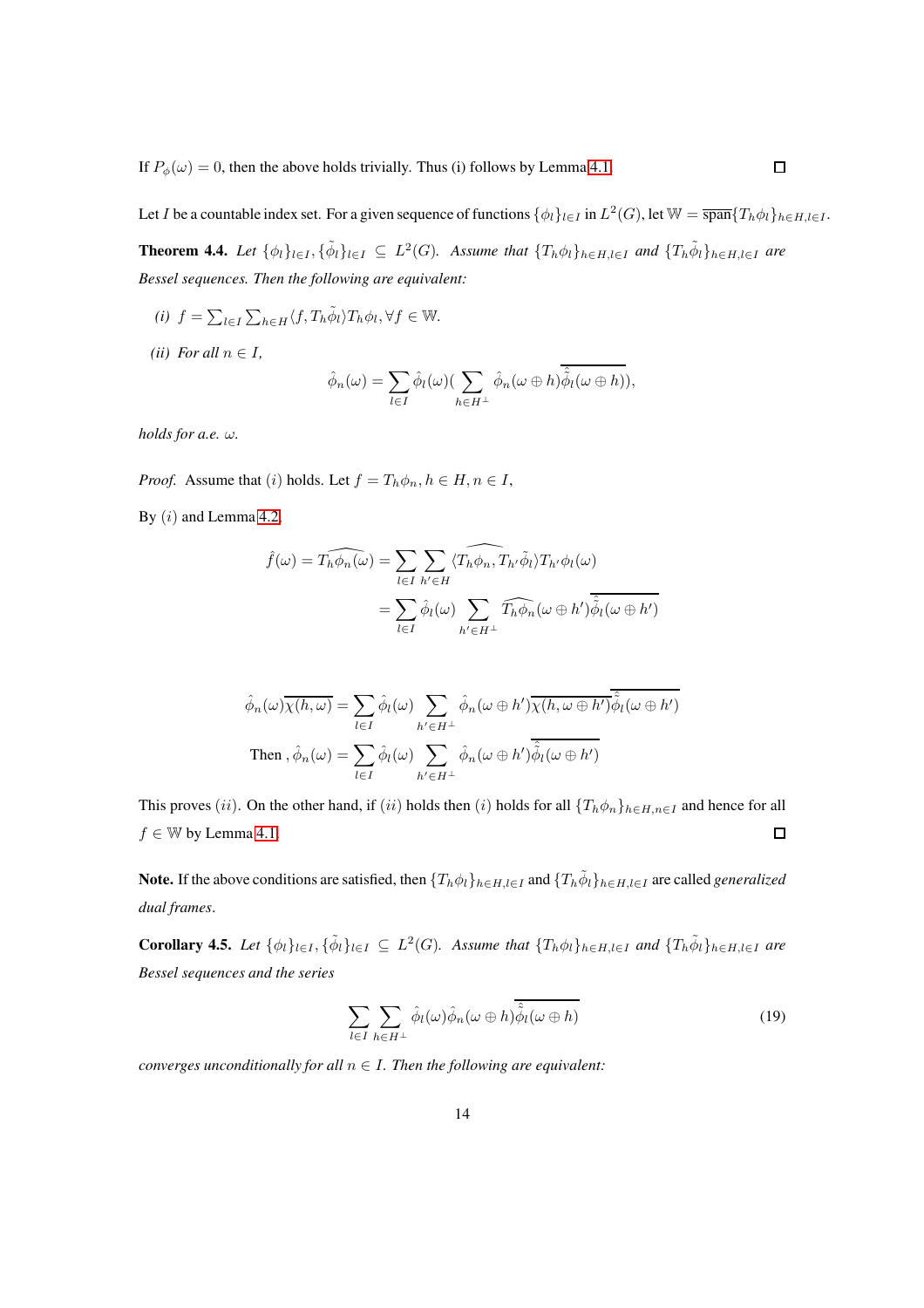If $P_\phi(\omega) = 0$, then the above holds trivially. Thus (i) follows by Lemma 4.1. ☐

Let $I$ be a countable index set. For a given sequence of functions $\{\phi_l\}_{l\in I}$ in $L^2(G)$, let $\mathbb{W} = \overline{\text{span}}\{T_h\phi_l\}_{h\in H, l\in I}$.

**Theorem 4.4.** *Let $\{\phi_l\}_{l\in I}, \{\tilde{\phi}_l\}_{l\in I} \subseteq L^2(G)$. Assume that $\{T_h\phi_l\}_{h\in H, l\in I}$ and $\{T_h\tilde{\phi}_l\}_{h\in H, l\in I}$ are Bessel sequences. Then the following are equivalent:*

*(i) $f = \sum_{l\in I}\sum_{h\in H}\langle f, T_h\tilde{\phi}_l\rangle T_h\phi_l, \forall f \in \mathbb{W}$.*

*(ii) For all $n \in I$,*

$$\hat{\phi}_n(\omega) = \sum_{l\in I}\hat{\phi}_l(\omega)\Big(\sum_{h\in H^\perp}\hat{\phi}_n(\omega\oplus h)\overline{\hat{\tilde{\phi}}_l(\omega\oplus h)}\Big),$$

*holds for a.e. $\omega$.*

*Proof.* Assume that $(i)$ holds. Let $f = T_h\phi_n, h \in H, n \in I$,

By $(i)$ and Lemma 4.2,

$$\begin{aligned}\hat{f}(\omega) = \widehat{T_h\phi_n}(\omega) &= \sum_{l\in I}\sum_{h'\in H}\langle \widehat{T_h\phi_n, T_{h'}\tilde{\phi}_l}\rangle T_{h'}\phi_l(\omega)\\ &= \sum_{l\in I}\hat{\phi}_l(\omega)\sum_{h'\in H^\perp}\widehat{T_h\phi_n}(\omega\oplus h')\overline{\hat{\tilde{\phi}}_l(\omega\oplus h')}\end{aligned}$$

$$\begin{aligned}\hat{\phi}_n(\omega)\overline{\chi(h,\omega)} &= \sum_{l\in I}\hat{\phi}_l(\omega)\sum_{h'\in H^\perp}\hat{\phi}_n(\omega\oplus h')\overline{\chi(h,\omega\oplus h')}\overline{\hat{\tilde{\phi}}_l(\omega\oplus h')}\\ \text{Then}, \hat{\phi}_n(\omega) &= \sum_{l\in I}\hat{\phi}_l(\omega)\sum_{h'\in H^\perp}\hat{\phi}_n(\omega\oplus h')\overline{\hat{\tilde{\phi}}_l(\omega\oplus h')}\end{aligned}$$

This proves $(ii)$. On the other hand, if $(ii)$ holds then $(i)$ holds for all $\{T_h\phi_n\}_{h\in H, n\in I}$ and hence for all $f \in \mathbb{W}$ by Lemma 4.1. ☐

**Note.** If the above conditions are satisfied, then $\{T_h\phi_l\}_{h\in H, l\in I}$ and $\{T_h\tilde{\phi}_l\}_{h\in H, l\in I}$ are called *generalized dual frames*.

**Corollary 4.5.** *Let $\{\phi_l\}_{l\in I}, \{\tilde{\phi}_l\}_{l\in I} \subseteq L^2(G)$. Assume that $\{T_h\phi_l\}_{h\in H, l\in I}$ and $\{T_h\tilde{\phi}_l\}_{h\in H, l\in I}$ are Bessel sequences and the series*

$$\sum_{l\in I}\sum_{h\in H^\perp}\hat{\phi}_l(\omega)\hat{\phi}_n(\omega\oplus h)\overline{\hat{\tilde{\phi}}_l(\omega\oplus h)} \tag{19}$$

*converges unconditionally for all $n \in I$. Then the following are equivalent:*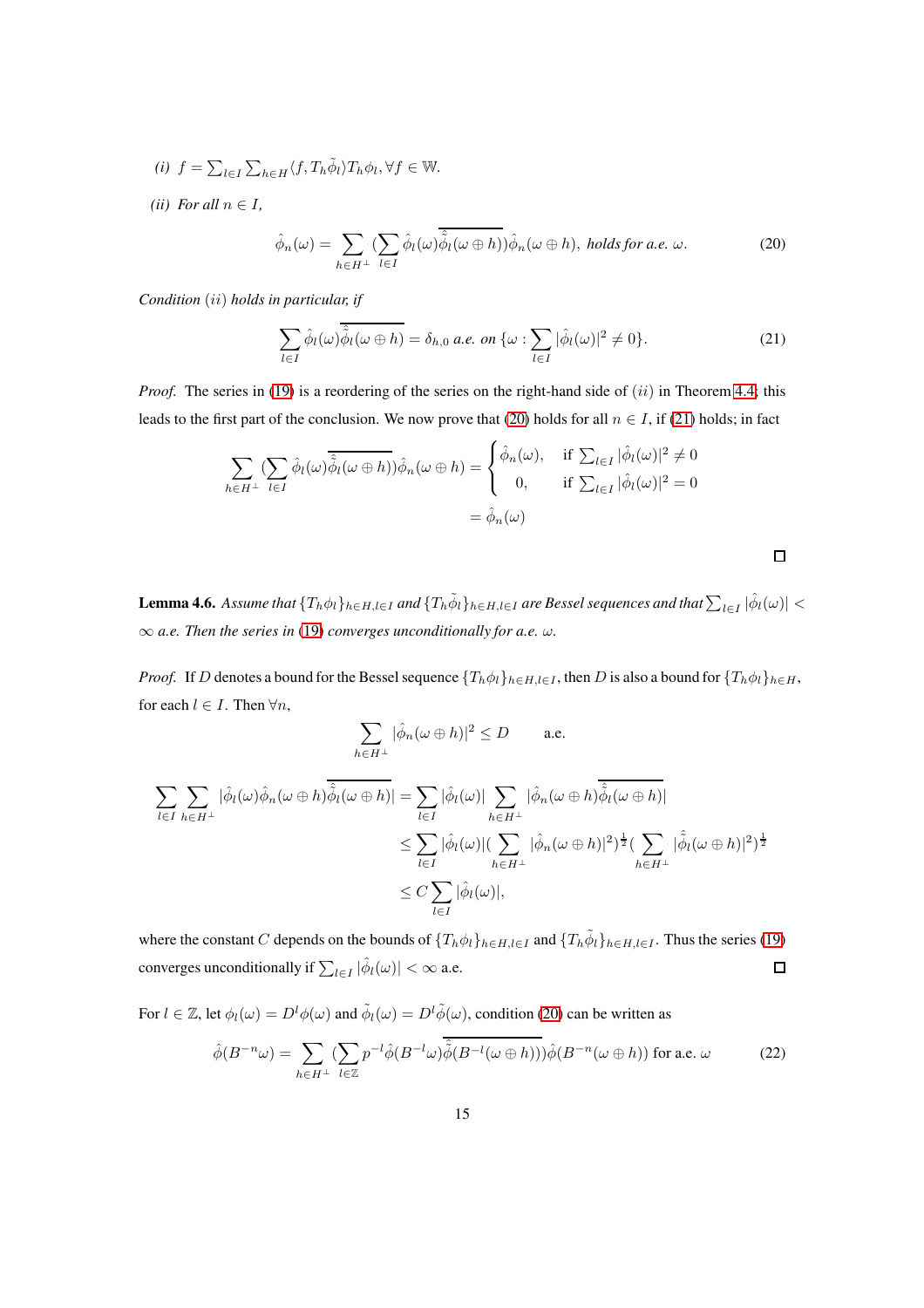*(i)* $f = \sum_{l\in I}\sum_{h\in H}\langle f, T_h\tilde{\phi}_l\rangle T_h\phi_l, \forall f \in \mathbb{W}$.

*(ii)* *For all* $n \in I$,

$$\hat{\phi}_n(\omega) = \sum_{h\in H^\perp}\Big(\sum_{l\in I}\hat{\phi}_l(\omega)\overline{\hat{\tilde{\phi}}_l(\omega\oplus h)}\Big)\hat{\phi}_n(\omega\oplus h), \text{ holds for a.e. } \omega. \tag{20}$$

*Condition* $(ii)$ *holds in particular, if*

$$\sum_{l\in I}\hat{\phi}_l(\omega)\overline{\hat{\tilde{\phi}}_l(\omega\oplus h)} = \delta_{h,0} \text{ a.e. on } \{\omega : \sum_{l\in I}|\hat{\phi}_l(\omega)|^2 \neq 0\}. \tag{21}$$

*Proof.* The series in (19) is a reordering of the series on the right-hand side of $(ii)$ in Theorem 4.4; this leads to the first part of the conclusion. We now prove that (20) holds for all $n \in I$, if (21) holds; in fact

$$\sum_{h\in H^\perp}\Big(\sum_{l\in I}\hat{\phi}_l(\omega)\overline{\hat{\tilde{\phi}}_l(\omega\oplus h)}\Big)\hat{\phi}_n(\omega\oplus h) = \begin{cases}\hat{\phi}_n(\omega), & \text{if } \sum_{l\in I}|\hat{\phi}_l(\omega)|^2 \neq 0\\ 0, & \text{if } \sum_{l\in I}|\hat{\phi}_l(\omega)|^2 = 0\end{cases}$$
$$= \hat{\phi}_n(\omega)$$

□

**Lemma 4.6.** *Assume that* $\{T_h\phi_l\}_{h\in H, l\in I}$ *and* $\{T_h\tilde{\phi}_l\}_{h\in H, l\in I}$ *are Bessel sequences and that* $\sum_{l\in I}|\hat{\phi}_l(\omega)| < \infty$ *a.e. Then the series in* (19) *converges unconditionally for a.e.* $\omega$.

*Proof.* If $D$ denotes a bound for the Bessel sequence $\{T_h\phi_l\}_{h\in H, l\in I}$, then $D$ is also a bound for $\{T_h\phi_l\}_{h\in H}$, for each $l \in I$. Then $\forall n$,

$$\sum_{h\in H^\perp}|\hat{\phi}_n(\omega\oplus h)|^2 \leq D \qquad \text{a.e.}$$

$$\begin{aligned}\sum_{l\in I}\sum_{h\in H^\perp}|\hat{\phi}_l(\omega)\hat{\phi}_n(\omega\oplus h)\overline{\hat{\tilde{\phi}}_l(\omega\oplus h)}| &= \sum_{l\in I}|\hat{\phi}_l(\omega)|\sum_{h\in H^\perp}|\hat{\phi}_n(\omega\oplus h)\overline{\hat{\tilde{\phi}}_l(\omega\oplus h)}|\\ &\leq \sum_{l\in I}|\hat{\phi}_l(\omega)|\Big(\sum_{h\in H^\perp}|\hat{\phi}_n(\omega\oplus h)|^2\Big)^{\frac{1}{2}}\Big(\sum_{h\in H^\perp}|\hat{\tilde{\phi}}_l(\omega\oplus h)|^2\Big)^{\frac{1}{2}}\\ &\leq C\sum_{l\in I}|\hat{\phi}_l(\omega)|,\end{aligned}$$

where the constant $C$ depends on the bounds of $\{T_h\phi_l\}_{h\in H, l\in I}$ and $\{T_h\tilde{\phi}_l\}_{h\in H, l\in I}$. Thus the series (19) converges unconditionally if $\sum_{l\in I}|\hat{\phi}_l(\omega)| < \infty$ a.e. □

For $l \in \mathbb{Z}$, let $\phi_l(\omega) = D^l\phi(\omega)$ and $\tilde{\phi}_l(\omega) = D^l\tilde{\phi}(\omega)$, condition (20) can be written as

$$\hat{\phi}(B^{-n}\omega) = \sum_{h\in H^\perp}\Big(\sum_{l\in\mathbb{Z}}p^{-l}\hat{\phi}(B^{-l}\omega)\overline{\hat{\tilde{\phi}}(B^{-l}(\omega\oplus h))}\Big)\hat{\phi}(B^{-n}(\omega\oplus h)) \text{ for a.e. } \omega \tag{22}$$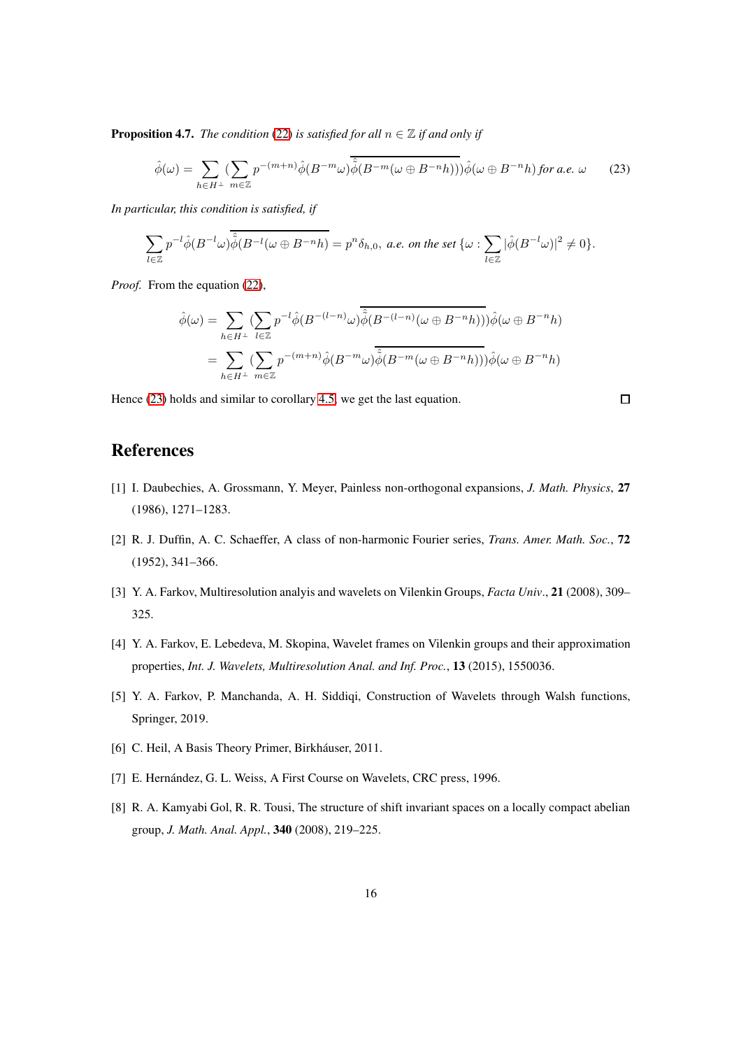**Proposition 4.7.** *The condition (22) is satisfied for all $n \in \mathbb{Z}$ if and only if*

$$\hat{\phi}(\omega) = \sum_{h \in H^\perp} \Big(\sum_{m \in \mathbb{Z}} p^{-(m+n)} \hat{\phi}(B^{-m}\omega) \overline{\hat{\tilde{\phi}}(B^{-m}(\omega \oplus B^{-n}h))}\Big) \hat{\phi}(\omega \oplus B^{-n}h) \text{ for a.e. } \omega \tag{23}$$

*In particular, this condition is satisfied, if*

$$\sum_{l \in \mathbb{Z}} p^{-l} \hat{\phi}(B^{-l}\omega) \overline{\hat{\tilde{\phi}}(B^{-l}(\omega \oplus B^{-n}h)} = p^n \delta_{h,0}, \text{ a.e. on the set } \{\omega : \sum_{l \in \mathbb{Z}} |\hat{\phi}(B^{-l}\omega)|^2 \neq 0\}.$$

*Proof.* From the equation (22),

$$\begin{aligned}
\hat{\phi}(\omega) &= \sum_{h \in H^\perp} \Big(\sum_{l \in \mathbb{Z}} p^{-l} \hat{\phi}(B^{-(l-n)}\omega) \overline{\hat{\tilde{\phi}}(B^{-(l-n)}(\omega \oplus B^{-n}h))}\Big) \hat{\phi}(\omega \oplus B^{-n}h) \\
&= \sum_{h \in H^\perp} \Big(\sum_{m \in \mathbb{Z}} p^{-(m+n)} \hat{\phi}(B^{-m}\omega) \overline{\hat{\tilde{\phi}}(B^{-m}(\omega \oplus B^{-n}h))}\Big) \hat{\phi}(\omega \oplus B^{-n}h)
\end{aligned}$$

Hence (23) holds and similar to corollary 4.5, we get the last equation. □

## References

[1] I. Daubechies, A. Grossmann, Y. Meyer, Painless non-orthogonal expansions, *J. Math. Physics*, **27** (1986), 1271–1283.

[2] R. J. Duffin, A. C. Schaeffer, A class of non-harmonic Fourier series, *Trans. Amer. Math. Soc.*, **72** (1952), 341–366.

[3] Y. A. Farkov, Multiresolution analyis and wavelets on Vilenkin Groups, *Facta Univ*., **21** (2008), 309–325.

[4] Y. A. Farkov, E. Lebedeva, M. Skopina, Wavelet frames on Vilenkin groups and their approximation properties, *Int. J. Wavelets, Multiresolution Anal. and Inf. Proc.*, **13** (2015), 1550036.

[5] Y. A. Farkov, P. Manchanda, A. H. Siddiqi, Construction of Wavelets through Walsh functions, Springer, 2019.

[6] C. Heil, A Basis Theory Primer, Birkháuser, 2011.

[7] E. Hernández, G. L. Weiss, A First Course on Wavelets, CRC press, 1996.

[8] R. A. Kamyabi Gol, R. R. Tousi, The structure of shift invariant spaces on a locally compact abelian group, *J. Math. Anal. Appl.*, **340** (2008), 219–225.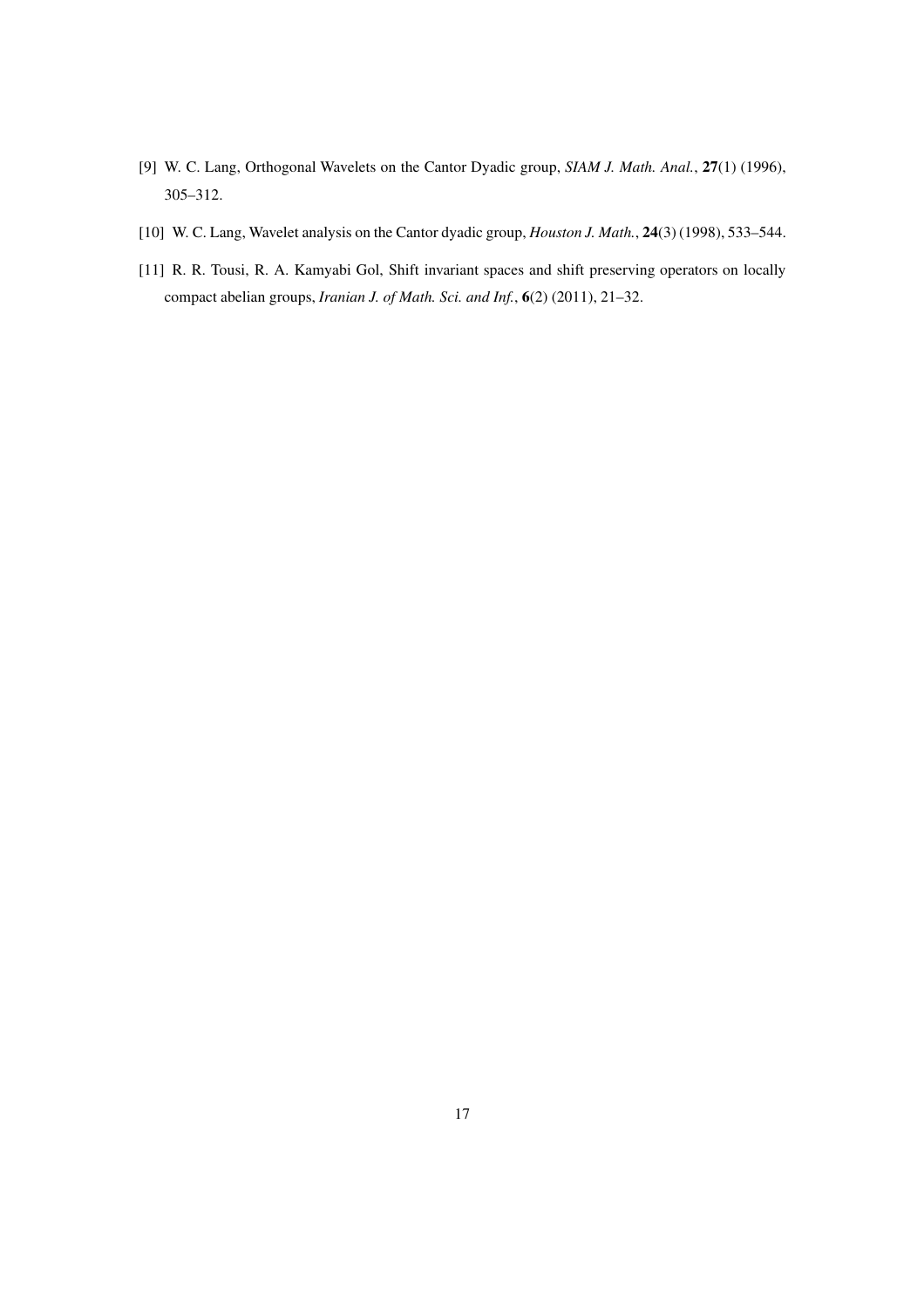[9] W. C. Lang, Orthogonal Wavelets on the Cantor Dyadic group, *SIAM J. Math. Anal.*, **27**(1) (1996), 305–312.

[10] W. C. Lang, Wavelet analysis on the Cantor dyadic group, *Houston J. Math.*, **24**(3) (1998), 533–544.

[11] R. R. Tousi, R. A. Kamyabi Gol, Shift invariant spaces and shift preserving operators on locally compact abelian groups, *Iranian J. of Math. Sci. and Inf.*, **6**(2) (2011), 21–32.